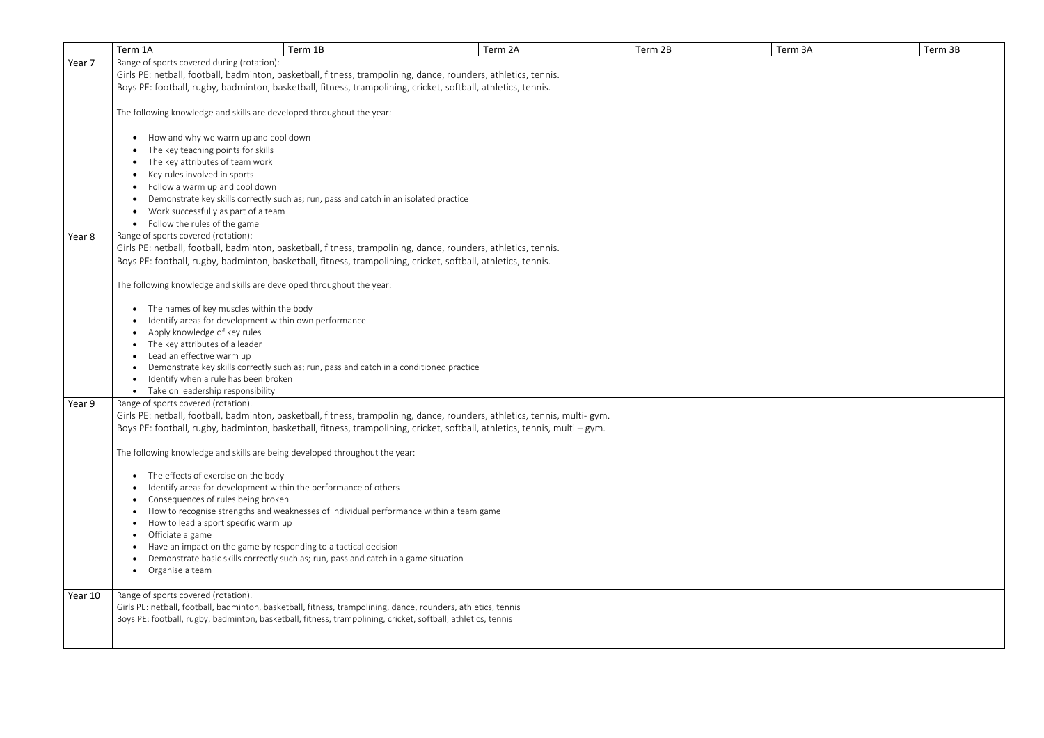| | Term 1A | Term 1B | Term 2A | Term 2B | Term 3A | Term 3B |
|---|---|---|---|---|---|---|
| Year 7 | Range of sports covered during (rotation):<br>Girls PE: netball, football, badminton, basketball, fitness, trampolining, dance, rounders, athletics, tennis.<br>Boys PE: football, rugby, badminton, basketball, fitness, trampolining, cricket, softball, athletics, tennis.<br><br>The following knowledge and skills are developed throughout the year:<br><br>• How and why we warm up and cool down<br>• The key teaching points for skills<br>• The key attributes of team work<br>• Key rules involved in sports<br>• Follow a warm up and cool down<br>• Demonstrate key skills correctly such as; run, pass and catch in an isolated practice<br>• Work successfully as part of a team<br>• Follow the rules of the game | | | | | |
| Year 8 | Range of sports covered (rotation):<br>Girls PE: netball, football, badminton, basketball, fitness, trampolining, dance, rounders, athletics, tennis.<br>Boys PE: football, rugby, badminton, basketball, fitness, trampolining, cricket, softball, athletics, tennis.<br><br>The following knowledge and skills are developed throughout the year:<br><br>• The names of key muscles within the body<br>• Identify areas for development within own performance<br>• Apply knowledge of key rules<br>• The key attributes of a leader<br>• Lead an effective warm up<br>• Demonstrate key skills correctly such as; run, pass and catch in a conditioned practice<br>• Identify when a rule has been broken<br>• Take on leadership responsibility | | | | | |
| Year 9 | Range of sports covered (rotation).<br>Girls PE: netball, football, badminton, basketball, fitness, trampolining, dance, rounders, athletics, tennis, multi- gym.<br>Boys PE: football, rugby, badminton, basketball, fitness, trampolining, cricket, softball, athletics, tennis, multi – gym.<br><br>The following knowledge and skills are being developed throughout the year:<br><br>• The effects of exercise on the body<br>• Identify areas for development within the performance of others<br>• Consequences of rules being broken<br>• How to recognise strengths and weaknesses of individual performance within a team game<br>• How to lead a sport specific warm up<br>• Officiate a game<br>• Have an impact on the game by responding to a tactical decision<br>• Demonstrate basic skills correctly such as; run, pass and catch in a game situation<br>• Organise a team | | | | | |
| Year 10 | Range of sports covered (rotation).<br>Girls PE: netball, football, badminton, basketball, fitness, trampolining, dance, rounders, athletics, tennis<br>Boys PE: football, rugby, badminton, basketball, fitness, trampolining, cricket, softball, athletics, tennis | | | | | |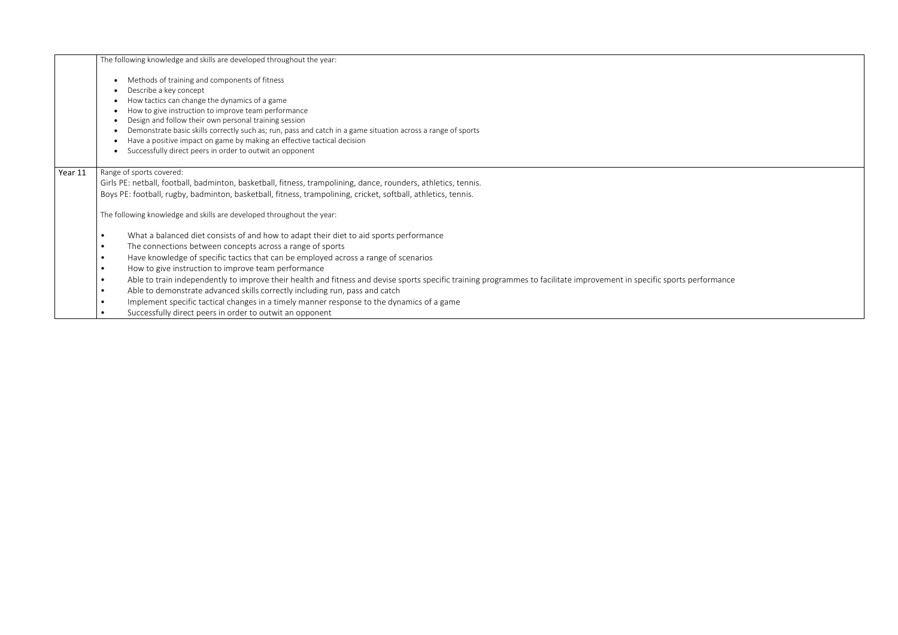| | |
|---|---|
| | The following knowledge and skills are developed throughout the year:<br><br>• Methods of training and components of fitness<br>• Describe a key concept<br>• How tactics can change the dynamics of a game<br>• How to give instruction to improve team performance<br>• Design and follow their own personal training session<br>• Demonstrate basic skills correctly such as; run, pass and catch in a game situation across a range of sports<br>• Have a positive impact on game by making an effective tactical decision<br>• Successfully direct peers in order to outwit an opponent |
| Year 11 | Range of sports covered:<br>Girls PE: netball, football, badminton, basketball, fitness, trampolining, dance, rounders, athletics, tennis.<br>Boys PE: football, rugby, badminton, basketball, fitness, trampolining, cricket, softball, athletics, tennis.<br><br>The following knowledge and skills are developed throughout the year:<br><br>• What a balanced diet consists of and how to adapt their diet to aid sports performance<br>• The connections between concepts across a range of sports<br>• Have knowledge of specific tactics that can be employed across a range of scenarios<br>• How to give instruction to improve team performance<br>• Able to train independently to improve their health and fitness and devise sports specific training programmes to facilitate improvement in specific sports performance<br>• Able to demonstrate advanced skills correctly including run, pass and catch<br>• Implement specific tactical changes in a timely manner response to the dynamics of a game<br>• Successfully direct peers in order to outwit an opponent |